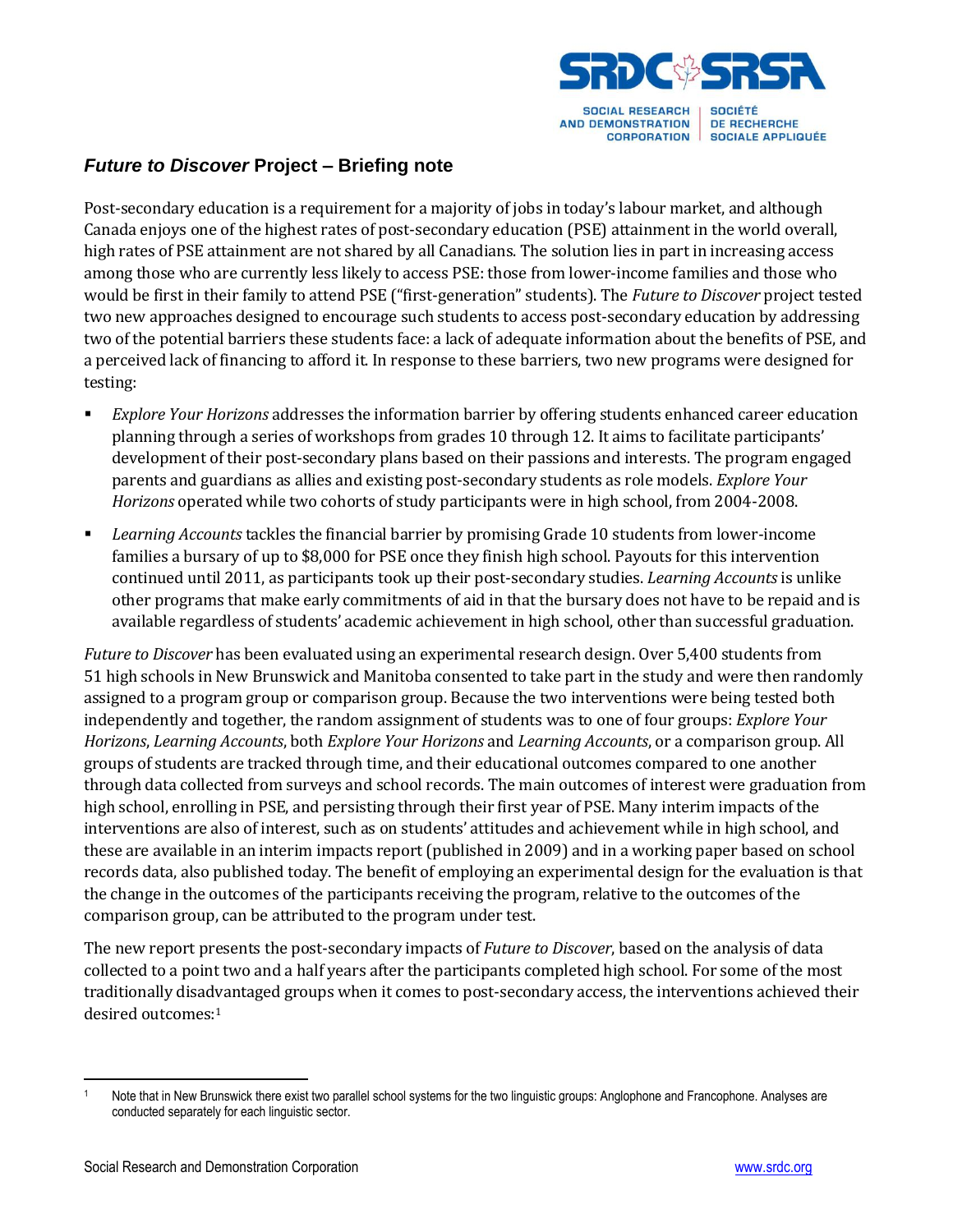## *Future to Discover* Project – Briefing note

Post-secondary education is a requirement for a majority of jobs in today's labour market, and although Canada enjoys one of the highest rates of post-secondary education (PSE) attainment in the world overall, high rates of PSE attainment are not shared by all Canadians. The solution lies in part in increasing access among those who are currently less likely to access PSE: those from lower-income families and those who would be first in their family to attend PSE ("first-generation" students). The *Future to Discover* project tested two new approaches designed to encourage such students to access post-secondary education by addressing two of the potential barriers these students face: a lack of adequate information about the benefits of PSE, and a perceived lack of financing to afford it. In response to these barriers, two new programs were designed for testing:

- *Explore Your Horizons* addresses the information barrier by offering students enhanced career education planning through a series of workshops from grades 10 through 12. It aims to facilitate participants' development of their post-secondary plans based on their passions and interests. The program engaged parents and guardians as allies and existing post-secondary students as role models. *Explore Your Horizons* operated while two cohorts of study participants were in high school, from 2004-2008.
- *Learning Accounts* tackles the financial barrier by promising Grade 10 students from lower-income families a bursary of up to $8,000 for PSE once they finish high school. Payouts for this intervention continued until 2011, as participants took up their post-secondary studies. *Learning Accounts* is unlike other programs that make early commitments of aid in that the bursary does not have to be repaid and is available regardless of students' academic achievement in high school, other than successful graduation.

*Future to Discover* has been evaluated using an experimental research design. Over 5,400 students from 51 high schools in New Brunswick and Manitoba consented to take part in the study and were then randomly assigned to a program group or comparison group. Because the two interventions were being tested both independently and together, the random assignment of students was to one of four groups: *Explore Your Horizons*, *Learning Accounts*, both *Explore Your Horizons* and *Learning Accounts*, or a comparison group. All groups of students are tracked through time, and their educational outcomes compared to one another through data collected from surveys and school records. The main outcomes of interest were graduation from high school, enrolling in PSE, and persisting through their first year of PSE. Many interim impacts of the interventions are also of interest, such as on students' attitudes and achievement while in high school, and these are available in an interim impacts report (published in 2009) and in a working paper based on school records data, also published today. The benefit of employing an experimental design for the evaluation is that the change in the outcomes of the participants receiving the program, relative to the outcomes of the comparison group, can be attributed to the program under test.

The new report presents the post-secondary impacts of *Future to Discover*, based on the analysis of data collected to a point two and a half years after the participants completed high school. For some of the most traditionally disadvantaged groups when it comes to post-secondary access, the interventions achieved their desired outcomes:[1]

[1] Note that in New Brunswick there exist two parallel school systems for the two linguistic groups: Anglophone and Francophone. Analyses are conducted separately for each linguistic sector.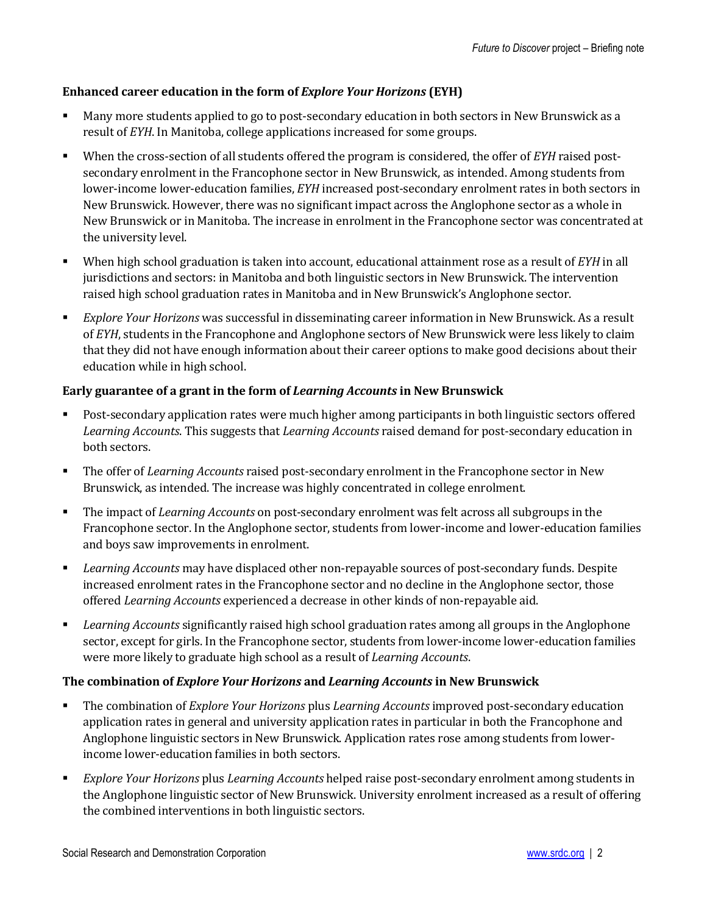**Enhanced career education in the form of *Explore Your Horizons* (EYH)**

- Many more students applied to go to post-secondary education in both sectors in New Brunswick as a result of *EYH*. In Manitoba, college applications increased for some groups.
- When the cross-section of all students offered the program is considered, the offer of *EYH* raised post-secondary enrolment in the Francophone sector in New Brunswick, as intended. Among students from lower-income lower-education families, *EYH* increased post-secondary enrolment rates in both sectors in New Brunswick. However, there was no significant impact across the Anglophone sector as a whole in New Brunswick or in Manitoba. The increase in enrolment in the Francophone sector was concentrated at the university level.
- When high school graduation is taken into account, educational attainment rose as a result of *EYH* in all jurisdictions and sectors: in Manitoba and both linguistic sectors in New Brunswick. The intervention raised high school graduation rates in Manitoba and in New Brunswick's Anglophone sector.
- *Explore Your Horizons* was successful in disseminating career information in New Brunswick. As a result of *EYH*, students in the Francophone and Anglophone sectors of New Brunswick were less likely to claim that they did not have enough information about their career options to make good decisions about their education while in high school.

**Early guarantee of a grant in the form of *Learning Accounts* in New Brunswick**

- Post-secondary application rates were much higher among participants in both linguistic sectors offered *Learning Accounts*. This suggests that *Learning Accounts* raised demand for post-secondary education in both sectors.
- The offer of *Learning Accounts* raised post-secondary enrolment in the Francophone sector in New Brunswick, as intended. The increase was highly concentrated in college enrolment.
- The impact of *Learning Accounts* on post-secondary enrolment was felt across all subgroups in the Francophone sector. In the Anglophone sector, students from lower-income and lower-education families and boys saw improvements in enrolment.
- *Learning Accounts* may have displaced other non-repayable sources of post-secondary funds. Despite increased enrolment rates in the Francophone sector and no decline in the Anglophone sector, those offered *Learning Accounts* experienced a decrease in other kinds of non-repayable aid.
- *Learning Accounts* significantly raised high school graduation rates among all groups in the Anglophone sector, except for girls. In the Francophone sector, students from lower-income lower-education families were more likely to graduate high school as a result of *Learning Accounts*.

**The combination of *Explore Your Horizons* and *Learning Accounts* in New Brunswick**

- The combination of *Explore Your Horizons* plus *Learning Accounts* improved post-secondary education application rates in general and university application rates in particular in both the Francophone and Anglophone linguistic sectors in New Brunswick. Application rates rose among students from lower-income lower-education families in both sectors.
- *Explore Your Horizons* plus *Learning Accounts* helped raise post-secondary enrolment among students in the Anglophone linguistic sector of New Brunswick. University enrolment increased as a result of offering the combined interventions in both linguistic sectors.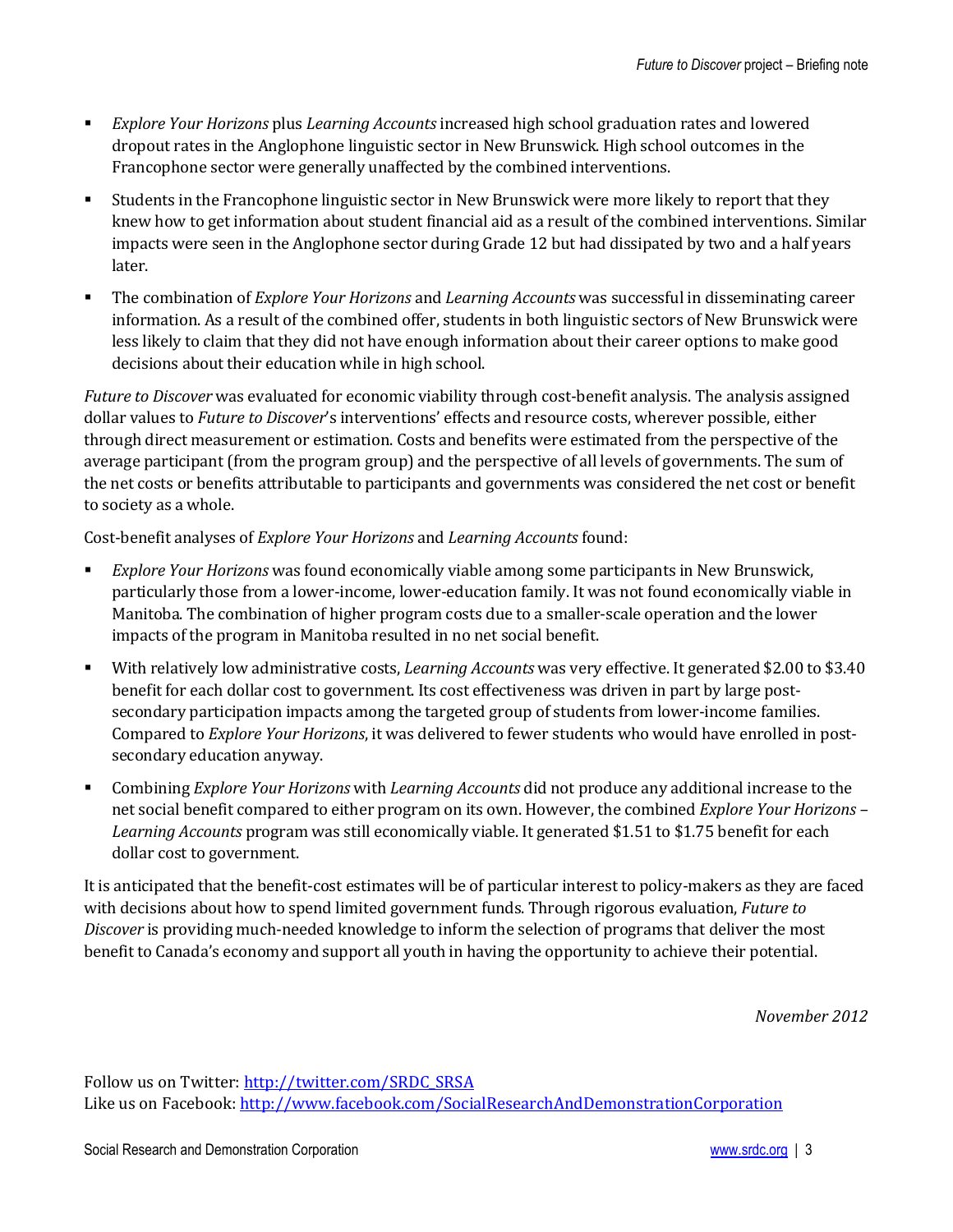- *Explore Your Horizons* plus *Learning Accounts* increased high school graduation rates and lowered dropout rates in the Anglophone linguistic sector in New Brunswick. High school outcomes in the Francophone sector were generally unaffected by the combined interventions.
- Students in the Francophone linguistic sector in New Brunswick were more likely to report that they knew how to get information about student financial aid as a result of the combined interventions. Similar impacts were seen in the Anglophone sector during Grade 12 but had dissipated by two and a half years later.
- The combination of *Explore Your Horizons* and *Learning Accounts* was successful in disseminating career information. As a result of the combined offer, students in both linguistic sectors of New Brunswick were less likely to claim that they did not have enough information about their career options to make good decisions about their education while in high school.

*Future to Discover* was evaluated for economic viability through cost-benefit analysis. The analysis assigned dollar values to *Future to Discover*'s interventions' effects and resource costs, wherever possible, either through direct measurement or estimation. Costs and benefits were estimated from the perspective of the average participant (from the program group) and the perspective of all levels of governments. The sum of the net costs or benefits attributable to participants and governments was considered the net cost or benefit to society as a whole.

Cost-benefit analyses of *Explore Your Horizons* and *Learning Accounts* found:

- *Explore Your Horizons* was found economically viable among some participants in New Brunswick, particularly those from a lower-income, lower-education family. It was not found economically viable in Manitoba. The combination of higher program costs due to a smaller-scale operation and the lower impacts of the program in Manitoba resulted in no net social benefit.
- With relatively low administrative costs, *Learning Accounts* was very effective. It generated $2.00 to $3.40 benefit for each dollar cost to government. Its cost effectiveness was driven in part by large post-secondary participation impacts among the targeted group of students from lower-income families. Compared to *Explore Your Horizons*, it was delivered to fewer students who would have enrolled in post-secondary education anyway.
- Combining *Explore Your Horizons* with *Learning Accounts* did not produce any additional increase to the net social benefit compared to either program on its own. However, the combined *Explore Your Horizons – Learning Accounts* program was still economically viable. It generated $1.51 to $1.75 benefit for each dollar cost to government.

It is anticipated that the benefit-cost estimates will be of particular interest to policy-makers as they are faced with decisions about how to spend limited government funds. Through rigorous evaluation, *Future to Discover* is providing much-needed knowledge to inform the selection of programs that deliver the most benefit to Canada's economy and support all youth in having the opportunity to achieve their potential.

*November 2012*

Follow us on Twitter: [http://twitter.com/SRDC_SRSA](http://twitter.com/SRDC_SRSA)
Like us on Facebook: [http://www.facebook.com/SocialResearchAndDemonstrationCorporation](http://www.facebook.com/SocialResearchAndDemonstrationCorporation)